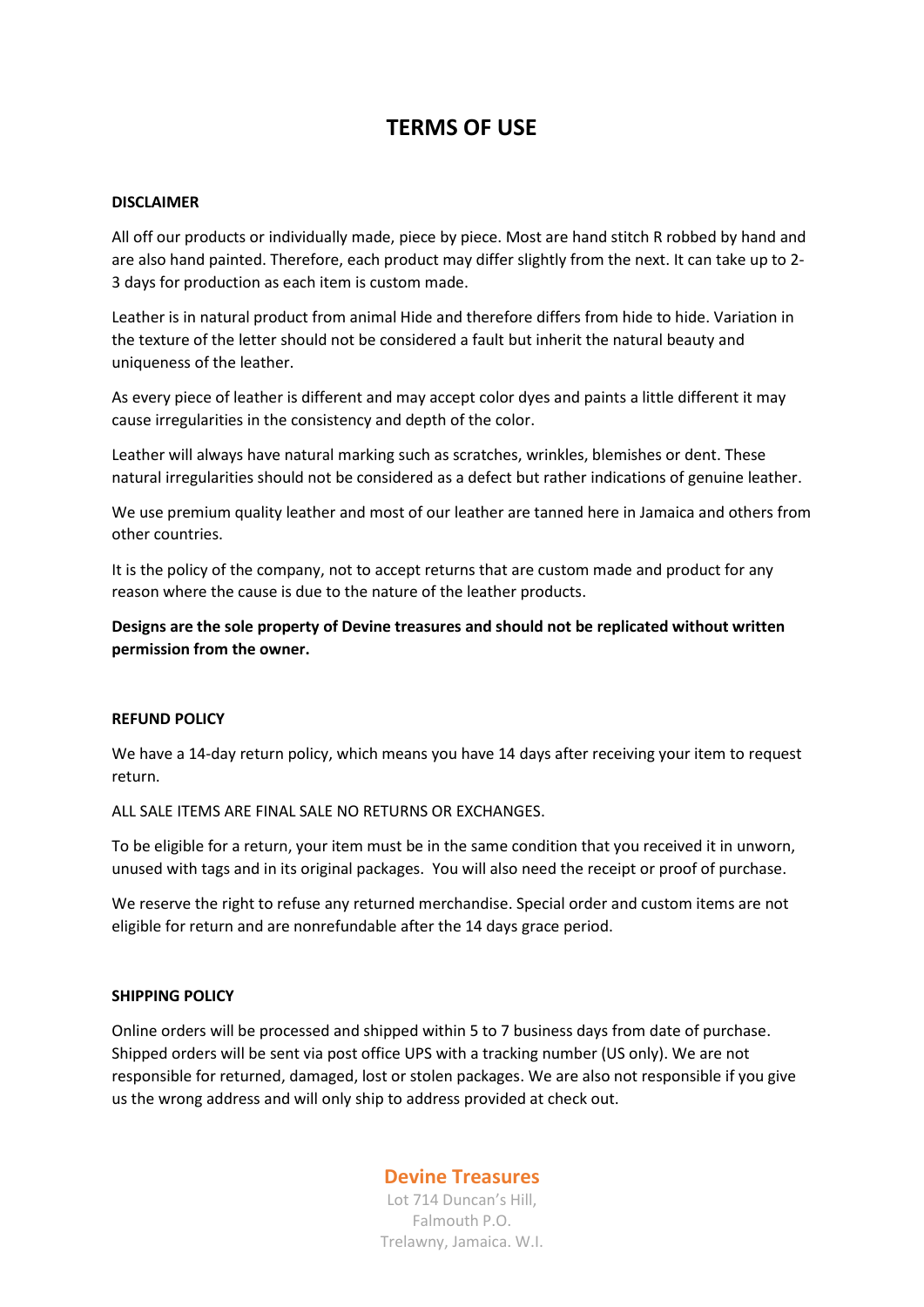# TERMS OF USE

## DISCLAIMER

All off our products or individually made, piece by piece. Most are hand stitch R robbed by hand and are also hand painted. Therefore, each product may differ slightly from the next. It can take up to 2-3 days for production as each item is custom made.

Leather is in natural product from animal Hide and therefore differs from hide to hide. Variation in the texture of the letter should not be considered a fault but inherit the natural beauty and uniqueness of the leather.

As every piece of leather is different and may accept color dyes and paints a little different it may cause irregularities in the consistency and depth of the color.

Leather will always have natural marking such as scratches, wrinkles, blemishes or dent. These natural irregularities should not be considered as a defect but rather indications of genuine leather.

We use premium quality leather and most of our leather are tanned here in Jamaica and others from other countries.

It is the policy of the company, not to accept returns that are custom made and product for any reason where the cause is due to the nature of the leather products.

**Designs are the sole property of Devine treasures and should not be replicated without written permission from the owner.**

## REFUND POLICY

We have a 14-day return policy, which means you have 14 days after receiving your item to request return.

ALL SALE ITEMS ARE FINAL SALE NO RETURNS OR EXCHANGES.

To be eligible for a return, your item must be in the same condition that you received it in unworn, unused with tags and in its original packages. You will also need the receipt or proof of purchase.

We reserve the right to refuse any returned merchandise. Special order and custom items are not eligible for return and are nonrefundable after the 14 days grace period.

## SHIPPING POLICY

Online orders will be processed and shipped within 5 to 7 business days from date of purchase. Shipped orders will be sent via post office UPS with a tracking number (US only). We are not responsible for returned, damaged, lost or stolen packages. We are also not responsible if you give us the wrong address and will only ship to address provided at check out.

**Devine Treasures**
Lot 714 Duncan's Hill,
Falmouth P.O.
Trelawny, Jamaica. W.I.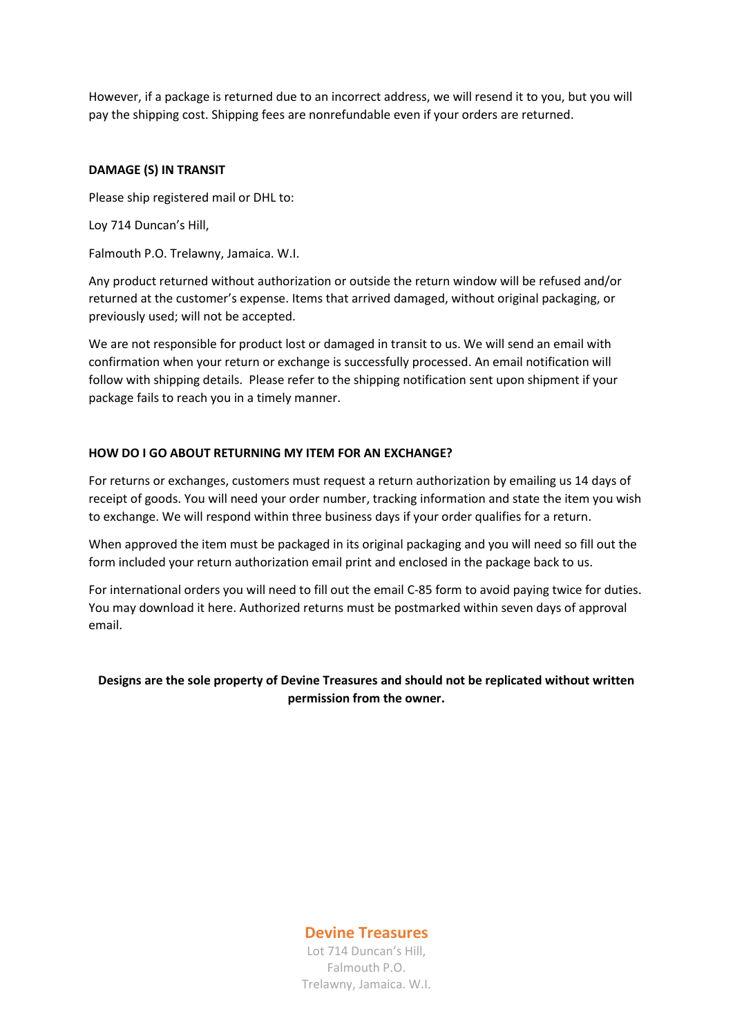However, if a package is returned due to an incorrect address, we will resend it to you, but you will pay the shipping cost. Shipping fees are nonrefundable even if your orders are returned.

**DAMAGE (S) IN TRANSIT**

Please ship registered mail or DHL to:

Loy 714 Duncan's Hill,

Falmouth P.O. Trelawny, Jamaica. W.I.

Any product returned without authorization or outside the return window will be refused and/or returned at the customer's expense. Items that arrived damaged, without original packaging, or previously used; will not be accepted.

We are not responsible for product lost or damaged in transit to us. We will send an email with confirmation when your return or exchange is successfully processed. An email notification will follow with shipping details. Please refer to the shipping notification sent upon shipment if your package fails to reach you in a timely manner.

**HOW DO I GO ABOUT RETURNING MY ITEM FOR AN EXCHANGE?**

For returns or exchanges, customers must request a return authorization by emailing us 14 days of receipt of goods. You will need your order number, tracking information and state the item you wish to exchange. We will respond within three business days if your order qualifies for a return.

When approved the item must be packaged in its original packaging and you will need so fill out the form included your return authorization email print and enclosed in the package back to us.

For international orders you will need to fill out the email C-85 form to avoid paying twice for duties. You may download it here. Authorized returns must be postmarked within seven days of approval email.

**Designs are the sole property of Devine Treasures and should not be replicated without written permission from the owner.**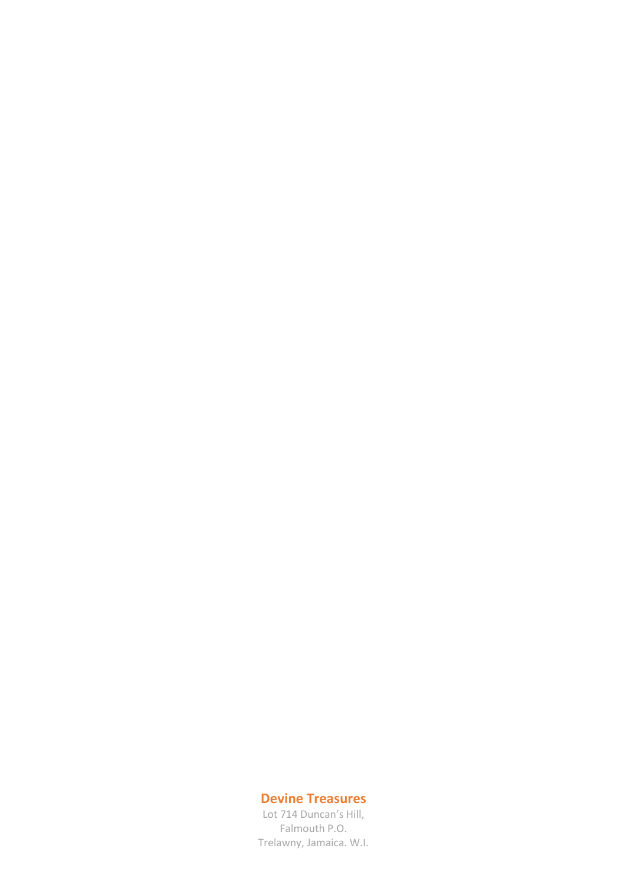**Devine Treasures**

Lot 714 Duncan's Hill,
Falmouth P.O.
Trelawny, Jamaica. W.I.